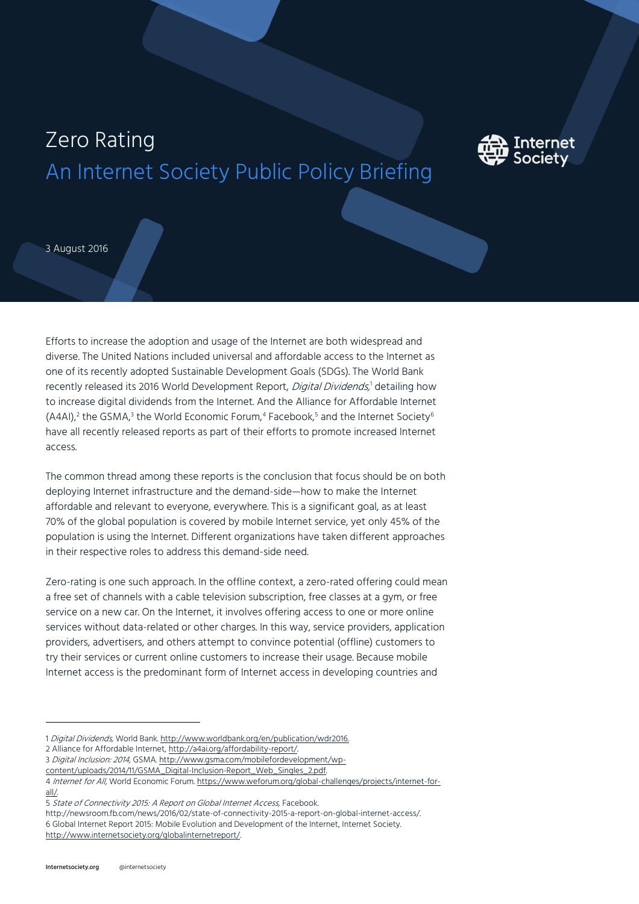# Zero Rating

## An Internet Society Public Policy Briefing

3 August 2016

Efforts to increase the adoption and usage of the Internet are both widespread and diverse. The United Nations included universal and affordable access to the Internet as one of its recently adopted Sustainable Development Goals (SDGs). The World Bank recently released its 2016 World Development Report, *Digital Dividends,*[1] detailing how to increase digital dividends from the Internet. And the Alliance for Affordable Internet (A4AI),[2] the GSMA,[3] the World Economic Forum,[4] Facebook,[5] and the Internet Society[6] have all recently released reports as part of their efforts to promote increased Internet access.

The common thread among these reports is the conclusion that focus should be on both deploying Internet infrastructure and the demand-side—how to make the Internet affordable and relevant to everyone, everywhere. This is a significant goal, as at least 70% of the global population is covered by mobile Internet service, yet only 45% of the population is using the Internet. Different organizations have taken different approaches in their respective roles to address this demand-side need.

Zero-rating is one such approach. In the offline context, a zero-rated offering could mean a free set of channels with a cable television subscription, free classes at a gym, or free service on a new car. On the Internet, it involves offering access to one or more online services without data-related or other charges. In this way, service providers, application providers, advertisers, and others attempt to convince potential (offline) customers to try their services or current online customers to increase their usage. Because mobile Internet access is the predominant form of Internet access in developing countries and

---

1 *Digital Dividends,* World Bank. http://www.worldbank.org/en/publication/wdr2016.
2 Alliance for Affordable Internet, http://a4ai.org/affordability-report/.
3 *Digital Inclusion: 2014,* GSMA. http://www.gsma.com/mobilefordevelopment/wp-content/uploads/2014/11/GSMA_Digital-Inclusion-Report_Web_Singles_2.pdf.
4 *Internet for All,* World Economic Forum. https://www.weforum.org/global-challenges/projects/internet-for-all/.
5 *State of Connectivity 2015: A Report on Global Internet Access,* Facebook. http://newsroom.fb.com/news/2016/02/state-of-connectivity-2015-a-report-on-global-internet-access/.
6 Global Internet Report 2015: Mobile Evolution and Development of the Internet, Internet Society. http://www.internetsociety.org/globalinternetreport/.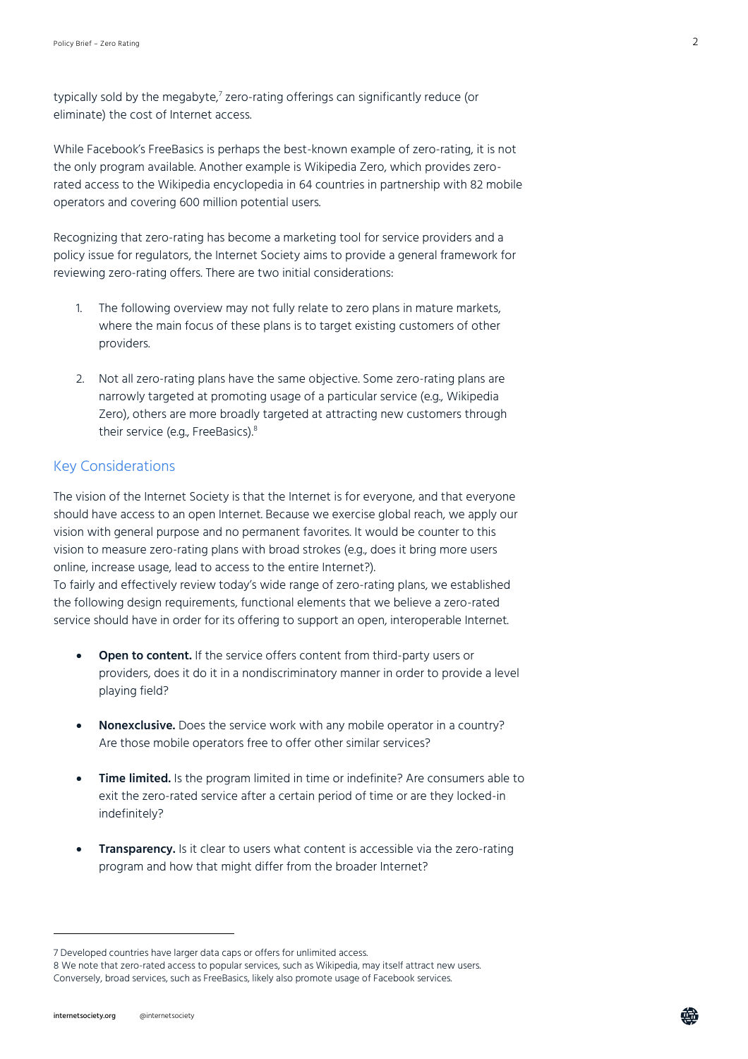typically sold by the megabyte,[7] zero-rating offerings can significantly reduce (or eliminate) the cost of Internet access.

While Facebook's FreeBasics is perhaps the best-known example of zero-rating, it is not the only program available. Another example is Wikipedia Zero, which provides zero-rated access to the Wikipedia encyclopedia in 64 countries in partnership with 82 mobile operators and covering 600 million potential users.

Recognizing that zero-rating has become a marketing tool for service providers and a policy issue for regulators, the Internet Society aims to provide a general framework for reviewing zero-rating offers. There are two initial considerations:

1. The following overview may not fully relate to zero plans in mature markets, where the main focus of these plans is to target existing customers of other providers.

2. Not all zero-rating plans have the same objective. Some zero-rating plans are narrowly targeted at promoting usage of a particular service (e.g., Wikipedia Zero), others are more broadly targeted at attracting new customers through their service (e.g., FreeBasics).[8]

## Key Considerations

The vision of the Internet Society is that the Internet is for everyone, and that everyone should have access to an open Internet. Because we exercise global reach, we apply our vision with general purpose and no permanent favorites. It would be counter to this vision to measure zero-rating plans with broad strokes (e.g., does it bring more users online, increase usage, lead to access to the entire Internet?).

To fairly and effectively review today's wide range of zero-rating plans, we established the following design requirements, functional elements that we believe a zero-rated service should have in order for its offering to support an open, interoperable Internet.

- **Open to content.** If the service offers content from third-party users or providers, does it do it in a nondiscriminatory manner in order to provide a level playing field?

- **Nonexclusive.** Does the service work with any mobile operator in a country? Are those mobile operators free to offer other similar services?

- **Time limited.** Is the program limited in time or indefinite? Are consumers able to exit the zero-rated service after a certain period of time or are they locked-in indefinitely?

- **Transparency.** Is it clear to users what content is accessible via the zero-rating program and how that might differ from the broader Internet?

---

7 Developed countries have larger data caps or offers for unlimited access.

8 We note that zero-rated access to popular services, such as Wikipedia, may itself attract new users. Conversely, broad services, such as FreeBasics, likely also promote usage of Facebook services.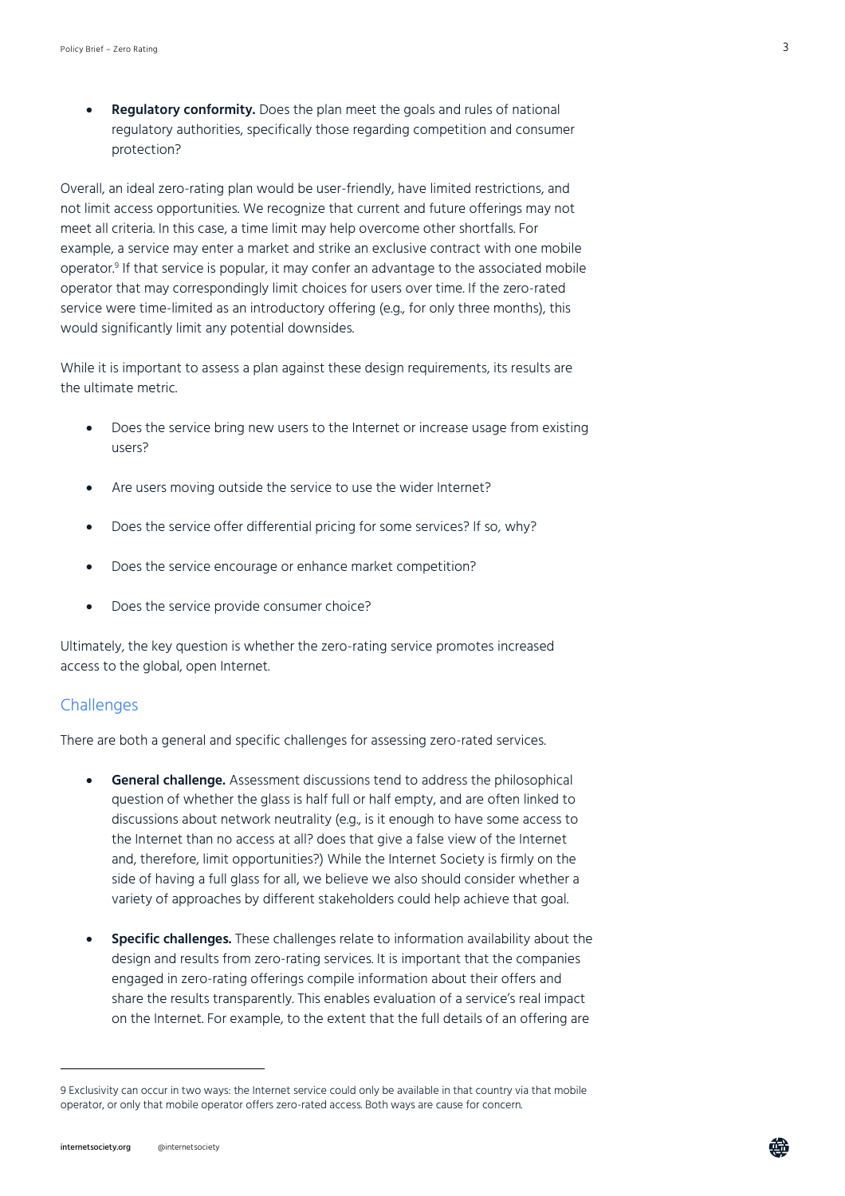- **Regulatory conformity.** Does the plan meet the goals and rules of national regulatory authorities, specifically those regarding competition and consumer protection?

Overall, an ideal zero-rating plan would be user-friendly, have limited restrictions, and not limit access opportunities. We recognize that current and future offerings may not meet all criteria. In this case, a time limit may help overcome other shortfalls. For example, a service may enter a market and strike an exclusive contract with one mobile operator.[9] If that service is popular, it may confer an advantage to the associated mobile operator that may correspondingly limit choices for users over time. If the zero-rated service were time-limited as an introductory offering (e.g., for only three months), this would significantly limit any potential downsides.

While it is important to assess a plan against these design requirements, its results are the ultimate metric.

- Does the service bring new users to the Internet or increase usage from existing users?
- Are users moving outside the service to use the wider Internet?
- Does the service offer differential pricing for some services? If so, why?
- Does the service encourage or enhance market competition?
- Does the service provide consumer choice?

Ultimately, the key question is whether the zero-rating service promotes increased access to the global, open Internet.

## Challenges

There are both a general and specific challenges for assessing zero-rated services.

- **General challenge.** Assessment discussions tend to address the philosophical question of whether the glass is half full or half empty, and are often linked to discussions about network neutrality (e.g., is it enough to have some access to the Internet than no access at all? does that give a false view of the Internet and, therefore, limit opportunities?) While the Internet Society is firmly on the side of having a full glass for all, we believe we also should consider whether a variety of approaches by different stakeholders could help achieve that goal.
- **Specific challenges.** These challenges relate to information availability about the design and results from zero-rating services. It is important that the companies engaged in zero-rating offerings compile information about their offers and share the results transparently. This enables evaluation of a service's real impact on the Internet. For example, to the extent that the full details of an offering are

9 Exclusivity can occur in two ways: the Internet service could only be available in that country via that mobile operator, or only that mobile operator offers zero-rated access. Both ways are cause for concern.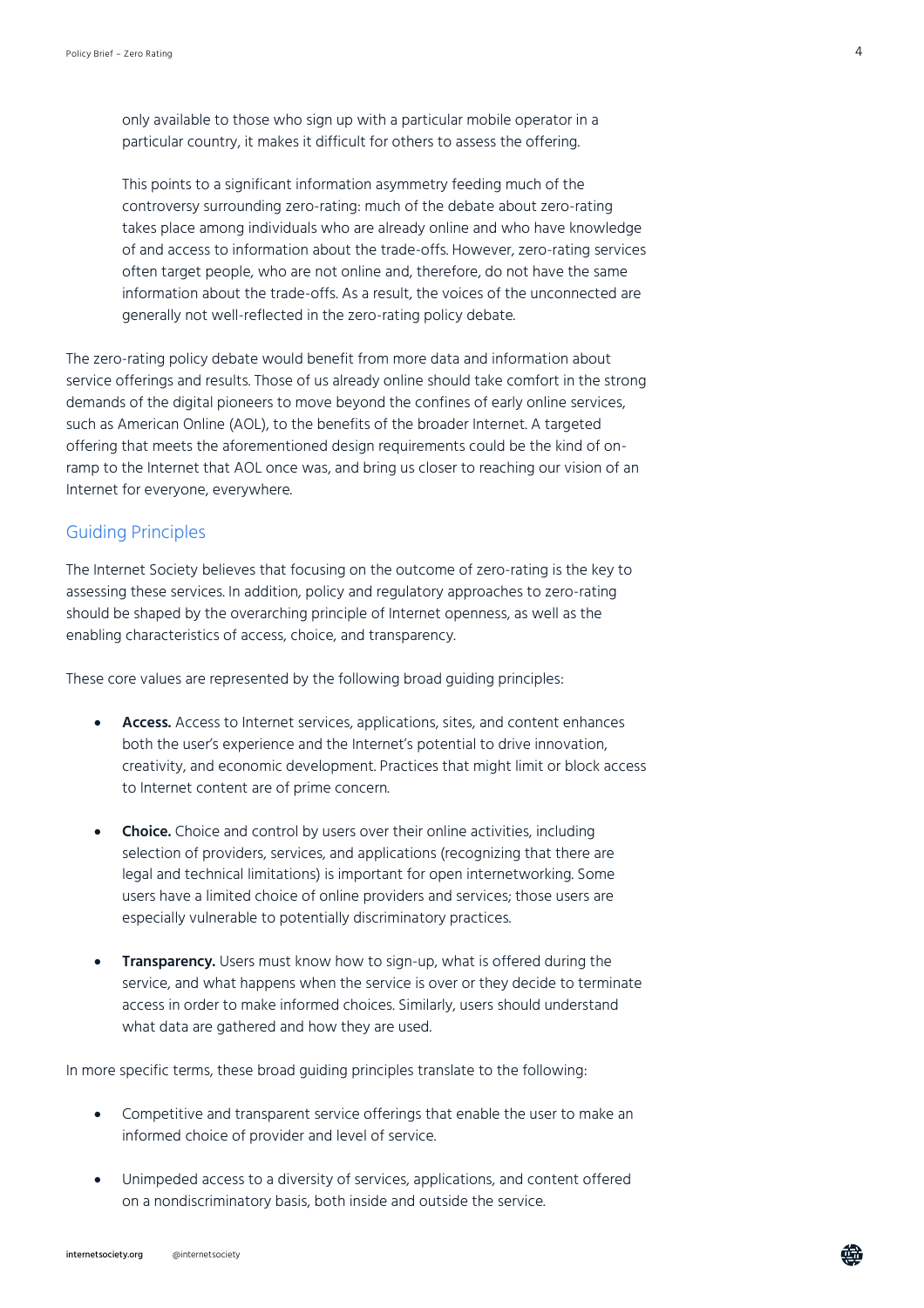only available to those who sign up with a particular mobile operator in a particular country, it makes it difficult for others to assess the offering.

This points to a significant information asymmetry feeding much of the controversy surrounding zero-rating: much of the debate about zero-rating takes place among individuals who are already online and who have knowledge of and access to information about the trade-offs. However, zero-rating services often target people, who are not online and, therefore, do not have the same information about the trade-offs. As a result, the voices of the unconnected are generally not well-reflected in the zero-rating policy debate.

The zero-rating policy debate would benefit from more data and information about service offerings and results. Those of us already online should take comfort in the strong demands of the digital pioneers to move beyond the confines of early online services, such as American Online (AOL), to the benefits of the broader Internet. A targeted offering that meets the aforementioned design requirements could be the kind of on-ramp to the Internet that AOL once was, and bring us closer to reaching our vision of an Internet for everyone, everywhere.

## Guiding Principles

The Internet Society believes that focusing on the outcome of zero-rating is the key to assessing these services. In addition, policy and regulatory approaches to zero-rating should be shaped by the overarching principle of Internet openness, as well as the enabling characteristics of access, choice, and transparency.

These core values are represented by the following broad guiding principles:

- **Access.** Access to Internet services, applications, sites, and content enhances both the user's experience and the Internet's potential to drive innovation, creativity, and economic development. Practices that might limit or block access to Internet content are of prime concern.

- **Choice.** Choice and control by users over their online activities, including selection of providers, services, and applications (recognizing that there are legal and technical limitations) is important for open internetworking. Some users have a limited choice of online providers and services; those users are especially vulnerable to potentially discriminatory practices.

- **Transparency.** Users must know how to sign-up, what is offered during the service, and what happens when the service is over or they decide to terminate access in order to make informed choices. Similarly, users should understand what data are gathered and how they are used.

In more specific terms, these broad guiding principles translate to the following:

- Competitive and transparent service offerings that enable the user to make an informed choice of provider and level of service.

- Unimpeded access to a diversity of services, applications, and content offered on a nondiscriminatory basis, both inside and outside the service.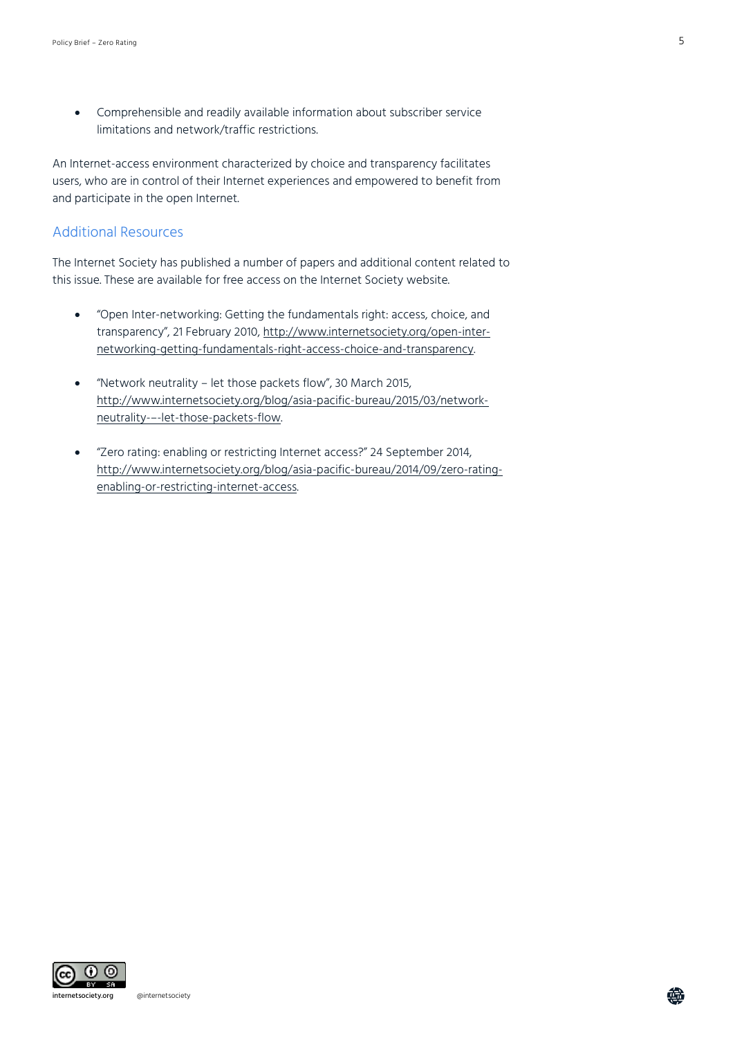- Comprehensible and readily available information about subscriber service limitations and network/traffic restrictions.

An Internet-access environment characterized by choice and transparency facilitates users, who are in control of their Internet experiences and empowered to benefit from and participate in the open Internet.

## Additional Resources

The Internet Society has published a number of papers and additional content related to this issue. These are available for free access on the Internet Society website.

- "Open Inter-networking: Getting the fundamentals right: access, choice, and transparency", 21 February 2010, http://www.internetsociety.org/open-inter-networking-getting-fundamentals-right-access-choice-and-transparency.
- "Network neutrality – let those packets flow", 30 March 2015, http://www.internetsociety.org/blog/asia-pacific-bureau/2015/03/network-neutrality-–-let-those-packets-flow.
- "Zero rating: enabling or restricting Internet access?" 24 September 2014, http://www.internetsociety.org/blog/asia-pacific-bureau/2014/09/zero-rating-enabling-or-restricting-internet-access.